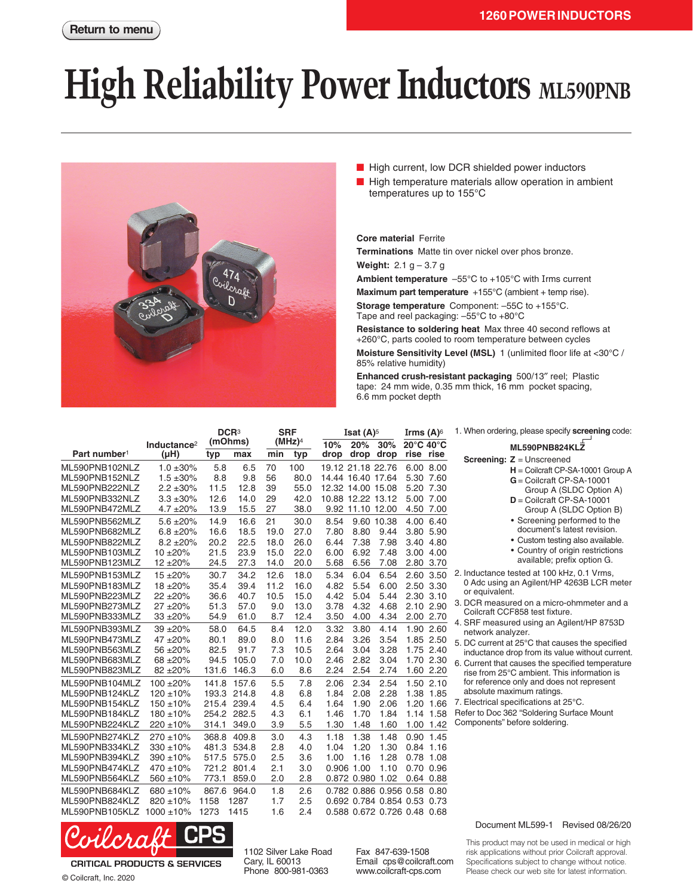1260 POWER INDUCTORS

Return to menu

# High Reliability Power Inductors ML590PNB

- High current, low DCR shielded power inductors
- High temperature materials allow operation in ambient temperatures up to 155°C

**Core material** Ferrite

**Terminations** Matte tin over nickel over phos bronze.

**Weight:** 2.1 g – 3.7 g

**Ambient temperature** –55°C to +105°C with Irms current

**Maximum part temperature** +155°C (ambient + temp rise).

**Storage temperature** Component: –55C to +155°C. Tape and reel packaging: –55°C to +80°C

**Resistance to soldering heat** Max three 40 second reflows at +260°C, parts cooled to room temperature between cycles

**Moisture Sensitivity Level (MSL)** 1 (unlimited floor life at <30°C / 85% relative humidity)

**Enhanced crush-resistant packaging** 500/13″ reel; Plastic tape: 24 mm wide, 0.35 mm thick, 16 mm pocket spacing, 6.6 mm pocket depth

| Part number[1] | Inductance[2] (µH) | DCR[3] (mOhms) typ | DCR[3] (mOhms) max | SRF (MHz)[4] min | SRF (MHz)[4] typ | Isat (A)[5] 10% drop | Isat (A)[5] 20% drop | Isat (A)[5] 30% drop | Irms (A)[6] 20°C rise | Irms (A)[6] 40°C rise |
|---|---|---|---|---|---|---|---|---|---|---|
| ML590PNB102NLZ | 1.0 ±30% | 5.8 | 6.5 | 70 | 100 | 19.12 | 21.18 | 22.76 | 6.00 | 8.00 |
| ML590PNB152NLZ | 1.5 ±30% | 8.8 | 9.8 | 56 | 80.0 | 14.44 | 16.40 | 17.64 | 5.30 | 7.60 |
| ML590PNB222NLZ | 2.2 ±30% | 11.5 | 12.8 | 39 | 55.0 | 12.32 | 14.00 | 15.08 | 5.20 | 7.30 |
| ML590PNB332NLZ | 3.3 ±30% | 12.6 | 14.0 | 29 | 42.0 | 10.88 | 12.22 | 13.12 | 5.00 | 7.00 |
| ML590PNB472MLZ | 4.7 ±20% | 13.9 | 15.5 | 27 | 38.0 | 9.92 | 11.10 | 12.00 | 4.50 | 7.00 |
| ML590PNB562MLZ | 5.6 ±20% | 14.9 | 16.6 | 21 | 30.0 | 8.54 | 9.60 | 10.38 | 4.00 | 6.40 |
| ML590PNB682MLZ | 6.8 ±20% | 16.6 | 18.5 | 19.0 | 27.0 | 7.80 | 8.80 | 9.44 | 3.80 | 5.90 |
| ML590PNB822MLZ | 8.2 ±20% | 20.2 | 22.5 | 18.0 | 26.0 | 6.44 | 7.38 | 7.98 | 3.40 | 4.80 |
| ML590PNB103MLZ | 10 ±20% | 21.5 | 23.9 | 15.0 | 22.0 | 6.00 | 6.92 | 7.48 | 3.00 | 4.00 |
| ML590PNB123MLZ | 12 ±20% | 24.5 | 27.3 | 14.0 | 20.0 | 5.68 | 6.56 | 7.08 | 2.80 | 3.70 |
| ML590PNB153MLZ | 15 ±20% | 30.7 | 34.2 | 12.6 | 18.0 | 5.34 | 6.04 | 6.54 | 2.60 | 3.50 |
| ML590PNB183MLZ | 18 ±20% | 35.4 | 39.4 | 11.2 | 16.0 | 4.82 | 5.54 | 6.00 | 2.50 | 3.30 |
| ML590PNB223MLZ | 22 ±20% | 36.6 | 40.7 | 10.5 | 15.0 | 4.42 | 5.04 | 5.44 | 2.30 | 3.10 |
| ML590PNB273MLZ | 27 ±20% | 51.3 | 57.0 | 9.0 | 13.0 | 3.78 | 4.32 | 4.68 | 2.10 | 2.90 |
| ML590PNB333MLZ | 33 ±20% | 54.9 | 61.0 | 8.7 | 12.4 | 3.50 | 4.00 | 4.34 | 2.00 | 2.70 |
| ML590PNB393MLZ | 39 ±20% | 58.0 | 64.5 | 8.4 | 12.0 | 3.32 | 3.80 | 4.14 | 1.90 | 2.60 |
| ML590PNB473MLZ | 47 ±20% | 80.1 | 89.0 | 8.0 | 11.6 | 2.84 | 3.26 | 3.54 | 1.85 | 2.50 |
| ML590PNB563MLZ | 56 ±20% | 82.5 | 91.7 | 7.3 | 10.5 | 2.64 | 3.04 | 3.28 | 1.75 | 2.40 |
| ML590PNB683MLZ | 68 ±20% | 94.5 | 105.0 | 7.0 | 10.0 | 2.46 | 2.82 | 3.04 | 1.70 | 2.30 |
| ML590PNB823MLZ | 82 ±20% | 131.6 | 146.3 | 6.0 | 8.6 | 2.24 | 2.54 | 2.74 | 1.60 | 2.20 |
| ML590PNB104MLZ | 100 ±20% | 141.8 | 157.6 | 5.5 | 7.8 | 2.06 | 2.34 | 2.54 | 1.50 | 2.10 |
| ML590PNB124KLZ | 120 ±10% | 193.3 | 214.8 | 4.8 | 6.8 | 1.84 | 2.08 | 2.28 | 1.38 | 1.85 |
| ML590PNB154KLZ | 150 ±10% | 215.4 | 239.4 | 4.5 | 6.4 | 1.64 | 1.90 | 2.06 | 1.20 | 1.66 |
| ML590PNB184KLZ | 180 ±10% | 254.2 | 282.5 | 4.3 | 6.1 | 1.46 | 1.70 | 1.84 | 1.14 | 1.58 |
| ML590PNB224KLZ | 220 ±10% | 314.1 | 349.0 | 3.9 | 5.5 | 1.30 | 1.48 | 1.60 | 1.00 | 1.42 |
| ML590PNB274KLZ | 270 ±10% | 368.8 | 409.8 | 3.0 | 4.3 | 1.18 | 1.38 | 1.48 | 0.90 | 1.45 |
| ML590PNB334KLZ | 330 ±10% | 481.3 | 534.8 | 2.8 | 4.0 | 1.04 | 1.20 | 1.30 | 0.84 | 1.16 |
| ML590PNB394KLZ | 390 ±10% | 517.5 | 575.0 | 2.5 | 3.6 | 1.00 | 1.16 | 1.28 | 0.78 | 1.08 |
| ML590PNB474KLZ | 470 ±10% | 721.2 | 801.4 | 2.1 | 3.0 | 0.906 | 1.00 | 1.10 | 0.70 | 0.96 |
| ML590PNB564KLZ | 560 ±10% | 773.1 | 859.0 | 2.0 | 2.8 | 0.872 | 0.980 | 1.02 | 0.64 | 0.88 |
| ML590PNB684KLZ | 680 ±10% | 867.6 | 964.0 | 1.8 | 2.6 | 0.782 | 0.886 | 0.956 | 0.58 | 0.80 |
| ML590PNB824KLZ | 820 ±10% | 1158 | 1287 | 1.7 | 2.5 | 0.692 | 0.784 | 0.854 | 0.53 | 0.73 |
| ML590PNB105KLZ | 1000 ±10% | 1273 | 1415 | 1.6 | 2.4 | 0.588 | 0.672 | 0.726 | 0.48 | 0.68 |

1. When ordering, please specify **screening** code:

   **ML590PNB824KLZ**

   **Screening:** **Z** = Unscreened
   - **H** = Coilcraft CP-SA-10001 Group A
   - **G** = Coilcraft CP-SA-10001 Group A (SLDC Option A)
   - **D** = Coilcraft CP-SA-10001 Group A (SLDC Option B)
   - Screening performed to the document's latest revision.
   - Custom testing also available.
   - Country of origin restrictions available; prefix option G.
2. Inductance tested at 100 kHz, 0.1 Vrms, 0 Adc using an Agilent/HP 4263B LCR meter or equivalent.
3. DCR measured on a micro-ohmmeter and a Coilcraft CCF858 test fixture.
4. SRF measured using an Agilent/HP 8753D network analyzer.
5. DC current at 25°C that causes the specified inductance drop from its value without current.
6. Current that causes the specified temperature rise from 25°C ambient. This information is for reference only and does not represent absolute maximum ratings.
7. Electrical specifications at 25°C.

Refer to Doc 362 "Soldering Surface Mount Components" before soldering.

Document ML599-1 Revised 08/26/20

Coilcraft CPS
CRITICAL PRODUCTS & SERVICES
© Coilcraft, Inc. 2020

1102 Silver Lake Road
Cary, IL 60013
Phone 800-981-0363

Fax 847-639-1508
Email cps@coilcraft.com
www.coilcraft-cps.com

This product may not be used in medical or high risk applications without prior Coilcraft approval. Specifications subject to change without notice. Please check our web site for latest information.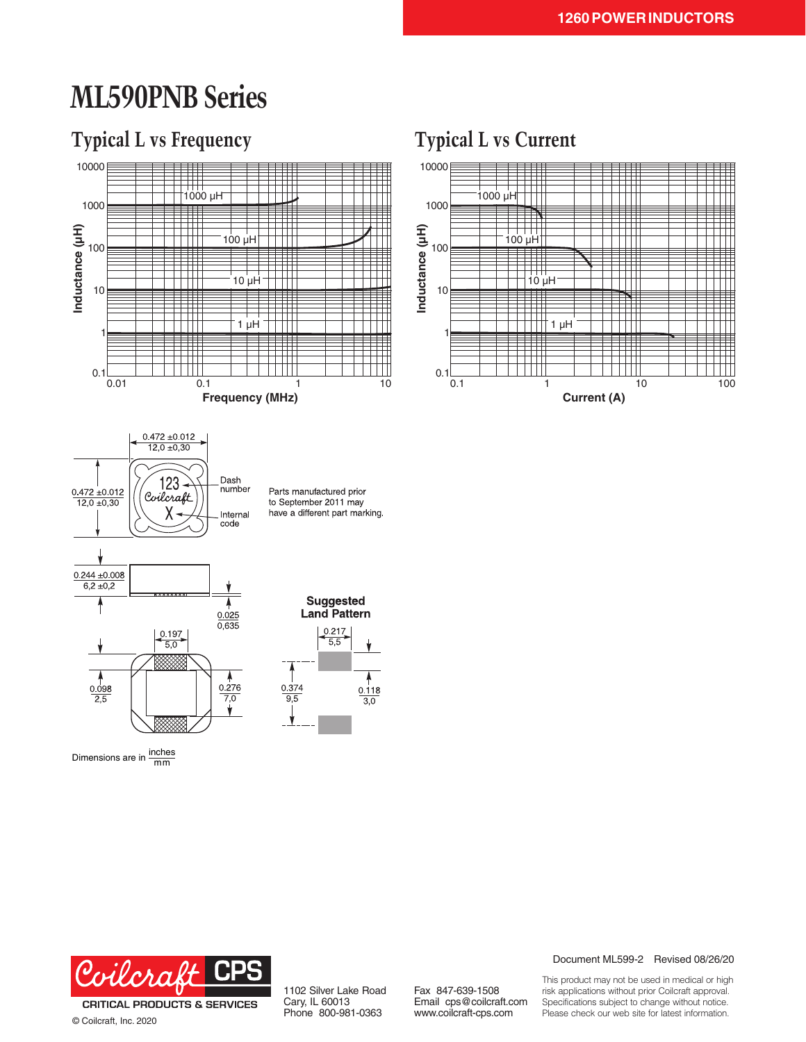# ML590PNB Series

## Typical L vs Frequency

10000
1000
100
10
1
0.1
Inductance (µH)

1000 µH
100 µH
10 µH
1 µH

0.01
0.1
1
10
Frequency (MHz)

## Typical L vs Current

10000
1000
100
10
1
0.1
Inductance (µH)

1000 µH
100 µH
10 µH
1 µH

0.1
1
10
100
Current (A)

0.472 ±0.012
12,0 ±0,30

0.472 ±0.012
12,0 ±0,30

123
Coilcraft
X

Dash number

Internal code

Parts manufactured prior to September 2011 may have a different part marking.

0.244 ±0.008
6,2 ±0,2

0.025
0,635

0.197
5,0

0.098
2,5

0.276
7,0

**Suggested Land Pattern**

0.217
5,5

0.374
9,5

0.118
3,0

Dimensions are in $\frac{\text{inches}}{\text{mm}}$

Document ML599-2 Revised 08/26/20

Coilcraft CPS
CRITICAL PRODUCTS & SERVICES

© Coilcraft, Inc. 2020

1102 Silver Lake Road
Cary, IL 60013
Phone 800-981-0363

Fax 847-639-1508
Email cps@coilcraft.com
www.coilcraft-cps.com

This product may not be used in medical or high risk applications without prior Coilcraft approval.
Specifications subject to change without notice.
Please check our web site for latest information.